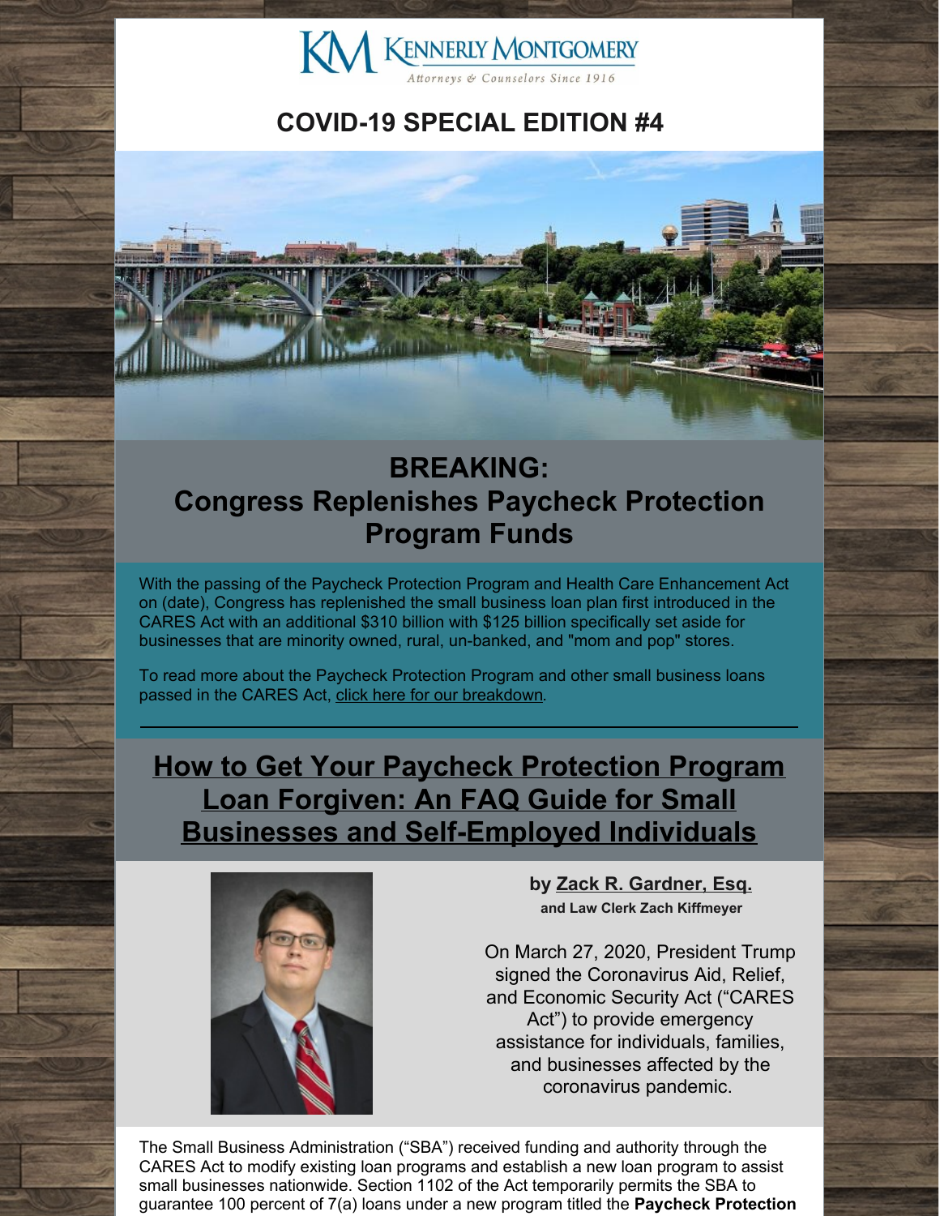KENNERLY MONTGOMERY

*Attorneys & Counselors Since 1916*

## COVID-19 SPECIAL EDITION #4

## BREAKING: Congress Replenishes Paycheck Protection Program Funds

With the passing of the Paycheck Protection Program and Health Care Enhancement Act on (date), Congress has replenished the small business loan plan first introduced in the CARES Act with an additional $310 billion with $125 billion specifically set aside for businesses that are minority owned, rural, un-banked, and "mom and pop" stores.

To read more about the Paycheck Protection Program and other small business loans passed in the CARES Act, click here for our breakdown.

## How to Get Your Paycheck Protection Program Loan Forgiven: An FAQ Guide for Small Businesses and Self-Employed Individuals

**by Zack R. Gardner, Esq.**
**and Law Clerk Zach Kiffmeyer**

On March 27, 2020, President Trump signed the Coronavirus Aid, Relief, and Economic Security Act ("CARES Act") to provide emergency assistance for individuals, families, and businesses affected by the coronavirus pandemic.

The Small Business Administration ("SBA") received funding and authority through the CARES Act to modify existing loan programs and establish a new loan program to assist small businesses nationwide. Section 1102 of the Act temporarily permits the SBA to guarantee 100 percent of 7(a) loans under a new program titled the **Paycheck Protection**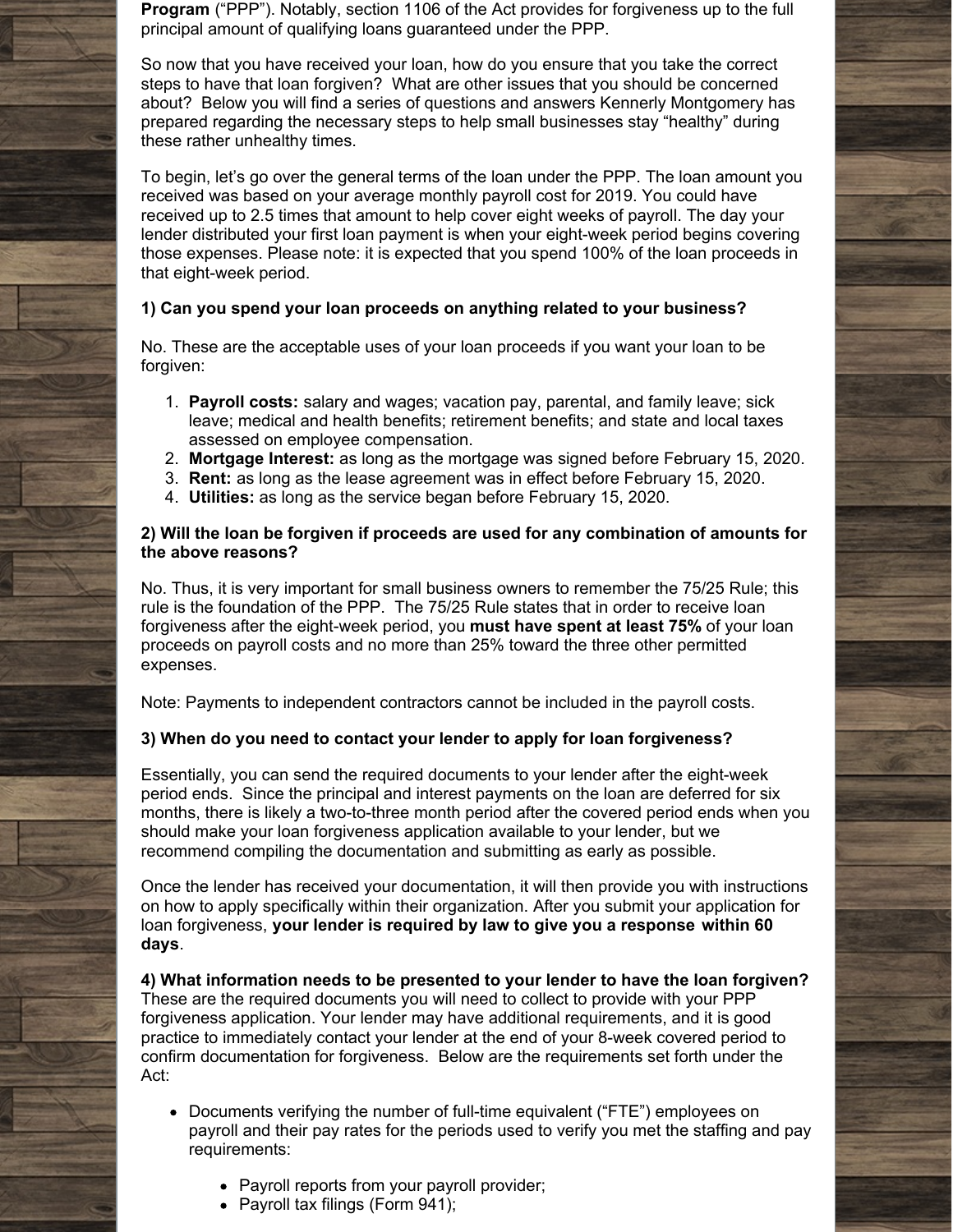**Program** ("PPP"). Notably, section 1106 of the Act provides for forgiveness up to the full principal amount of qualifying loans guaranteed under the PPP.

So now that you have received your loan, how do you ensure that you take the correct steps to have that loan forgiven? What are other issues that you should be concerned about? Below you will find a series of questions and answers Kennerly Montgomery has prepared regarding the necessary steps to help small businesses stay "healthy" during these rather unhealthy times.

To begin, let's go over the general terms of the loan under the PPP. The loan amount you received was based on your average monthly payroll cost for 2019. You could have received up to 2.5 times that amount to help cover eight weeks of payroll. The day your lender distributed your first loan payment is when your eight-week period begins covering those expenses. Please note: it is expected that you spend 100% of the loan proceeds in that eight-week period.

**1) Can you spend your loan proceeds on anything related to your business?**

No. These are the acceptable uses of your loan proceeds if you want your loan to be forgiven:

1. **Payroll costs:** salary and wages; vacation pay, parental, and family leave; sick leave; medical and health benefits; retirement benefits; and state and local taxes assessed on employee compensation.
2. **Mortgage Interest:** as long as the mortgage was signed before February 15, 2020.
3. **Rent:** as long as the lease agreement was in effect before February 15, 2020.
4. **Utilities:** as long as the service began before February 15, 2020.

**2) Will the loan be forgiven if proceeds are used for any combination of amounts for the above reasons?**

No. Thus, it is very important for small business owners to remember the 75/25 Rule; this rule is the foundation of the PPP. The 75/25 Rule states that in order to receive loan forgiveness after the eight-week period, you **must have spent at least 75%** of your loan proceeds on payroll costs and no more than 25% toward the three other permitted expenses.

Note: Payments to independent contractors cannot be included in the payroll costs.

**3) When do you need to contact your lender to apply for loan forgiveness?**

Essentially, you can send the required documents to your lender after the eight-week period ends. Since the principal and interest payments on the loan are deferred for six months, there is likely a two-to-three month period after the covered period ends when you should make your loan forgiveness application available to your lender, but we recommend compiling the documentation and submitting as early as possible.

Once the lender has received your documentation, it will then provide you with instructions on how to apply specifically within their organization. After you submit your application for loan forgiveness, **your lender is required by law to give you a response within 60 days**.

**4) What information needs to be presented to your lender to have the loan forgiven?**
These are the required documents you will need to collect to provide with your PPP forgiveness application. Your lender may have additional requirements, and it is good practice to immediately contact your lender at the end of your 8-week covered period to confirm documentation for forgiveness. Below are the requirements set forth under the Act:

- Documents verifying the number of full-time equivalent ("FTE") employees on payroll and their pay rates for the periods used to verify you met the staffing and pay requirements:
  - Payroll reports from your payroll provider;
  - Payroll tax filings (Form 941);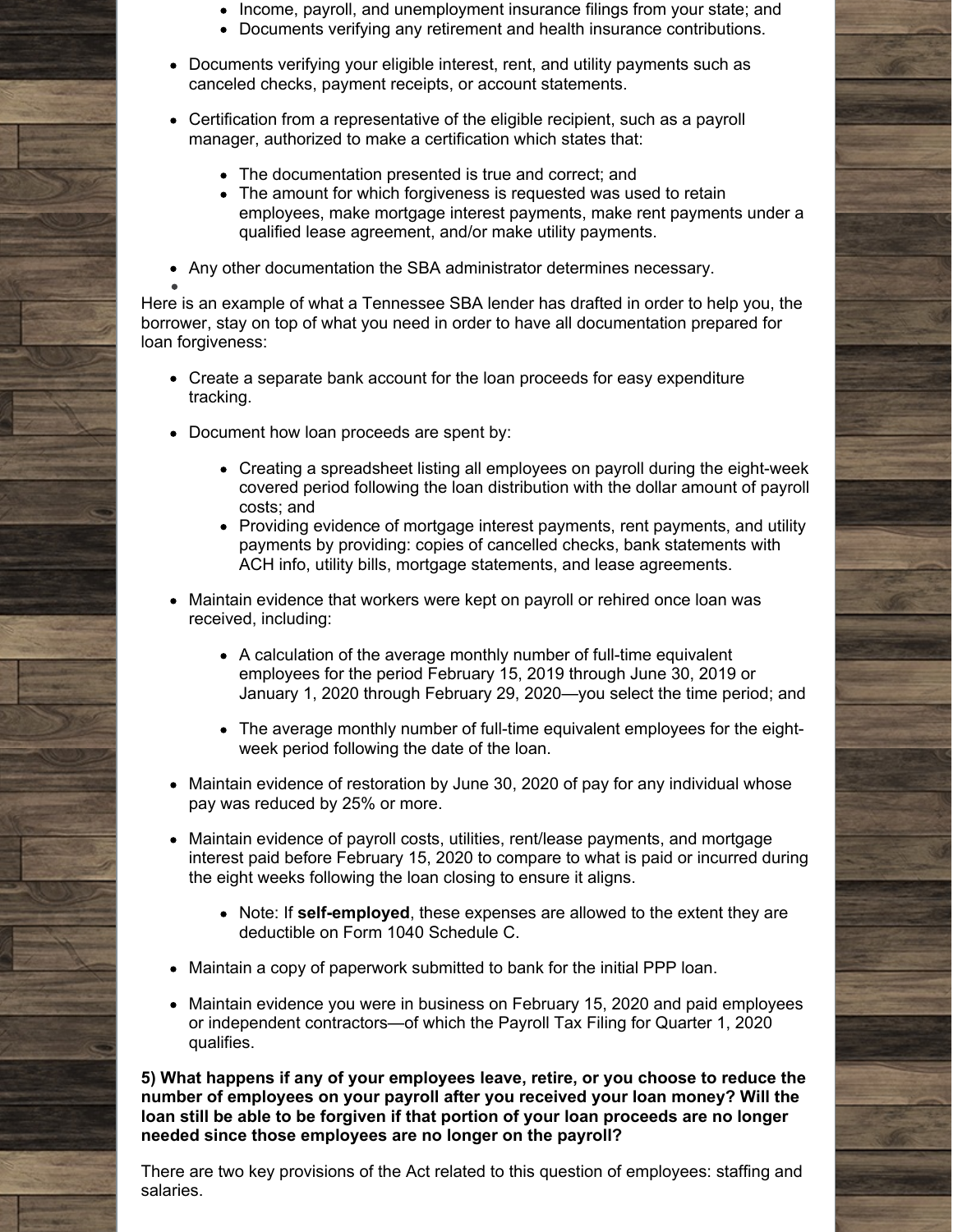- Income, payroll, and unemployment insurance filings from your state; and
- Documents verifying any retirement and health insurance contributions.

- Documents verifying your eligible interest, rent, and utility payments such as canceled checks, payment receipts, or account statements.
- Certification from a representative of the eligible recipient, such as a payroll manager, authorized to make a certification which states that:
  - The documentation presented is true and correct; and
  - The amount for which forgiveness is requested was used to retain employees, make mortgage interest payments, make rent payments under a qualified lease agreement, and/or make utility payments.
- Any other documentation the SBA administrator determines necessary.

Here is an example of what a Tennessee SBA lender has drafted in order to help you, the borrower, stay on top of what you need in order to have all documentation prepared for loan forgiveness:

- Create a separate bank account for the loan proceeds for easy expenditure tracking.
- Document how loan proceeds are spent by:
  - Creating a spreadsheet listing all employees on payroll during the eight-week covered period following the loan distribution with the dollar amount of payroll costs; and
  - Providing evidence of mortgage interest payments, rent payments, and utility payments by providing: copies of cancelled checks, bank statements with ACH info, utility bills, mortgage statements, and lease agreements.
- Maintain evidence that workers were kept on payroll or rehired once loan was received, including:
  - A calculation of the average monthly number of full-time equivalent employees for the period February 15, 2019 through June 30, 2019 or January 1, 2020 through February 29, 2020—you select the time period; and
  - The average monthly number of full-time equivalent employees for the eight-week period following the date of the loan.
- Maintain evidence of restoration by June 30, 2020 of pay for any individual whose pay was reduced by 25% or more.
- Maintain evidence of payroll costs, utilities, rent/lease payments, and mortgage interest paid before February 15, 2020 to compare to what is paid or incurred during the eight weeks following the loan closing to ensure it aligns.
  - Note: If **self-employed**, these expenses are allowed to the extent they are deductible on Form 1040 Schedule C.
- Maintain a copy of paperwork submitted to bank for the initial PPP loan.
- Maintain evidence you were in business on February 15, 2020 and paid employees or independent contractors—of which the Payroll Tax Filing for Quarter 1, 2020 qualifies.

**5) What happens if any of your employees leave, retire, or you choose to reduce the number of employees on your payroll after you received your loan money? Will the loan still be able to be forgiven if that portion of your loan proceeds are no longer needed since those employees are no longer on the payroll?**

There are two key provisions of the Act related to this question of employees: staffing and salaries.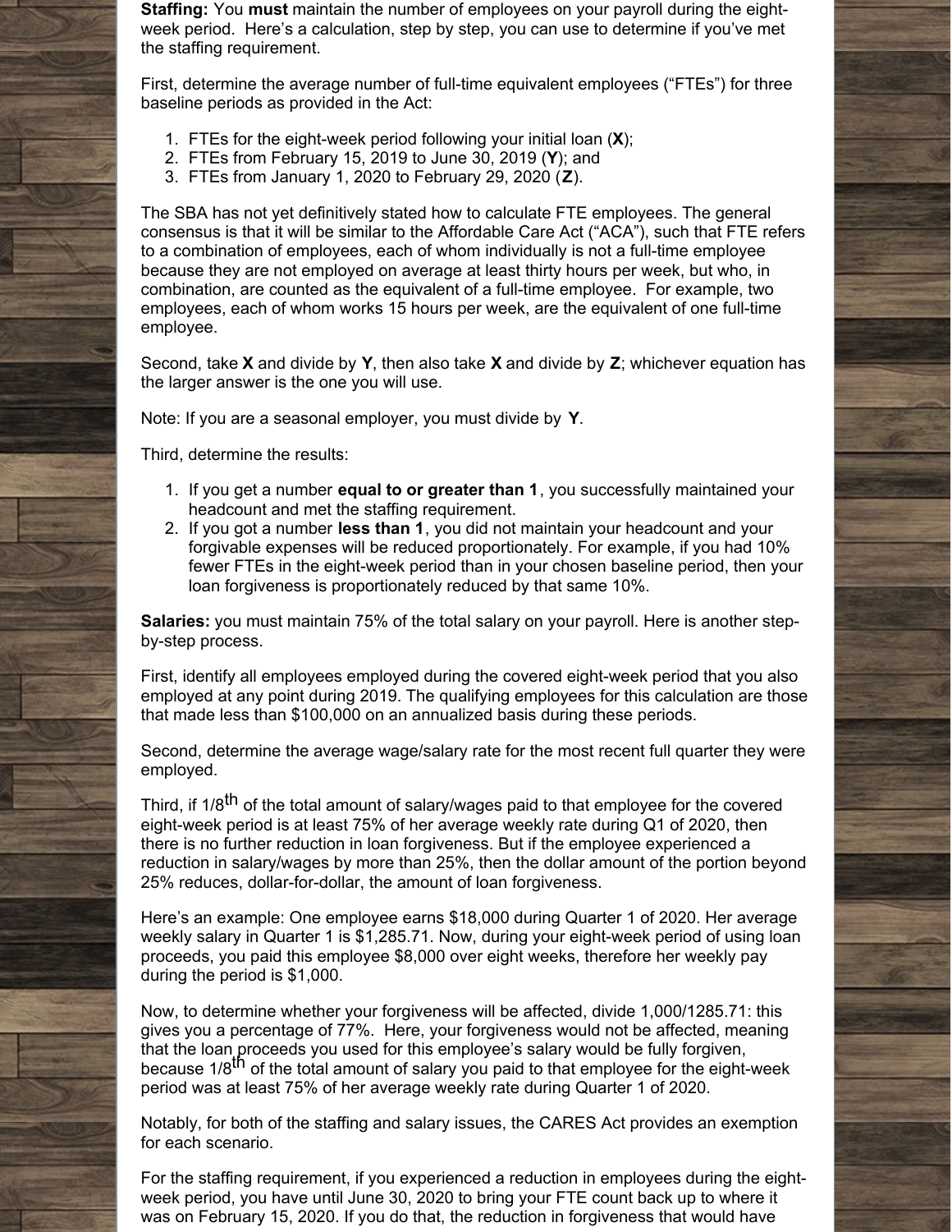**Staffing:** You **must** maintain the number of employees on your payroll during the eight-week period. Here's a calculation, step by step, you can use to determine if you've met the staffing requirement.

First, determine the average number of full-time equivalent employees ("FTEs") for three baseline periods as provided in the Act:

1. FTEs for the eight-week period following your initial loan (**X**);
2. FTEs from February 15, 2019 to June 30, 2019 (**Y**); and
3. FTEs from January 1, 2020 to February 29, 2020 (**Z**).

The SBA has not yet definitively stated how to calculate FTE employees. The general consensus is that it will be similar to the Affordable Care Act ("ACA"), such that FTE refers to a combination of employees, each of whom individually is not a full-time employee because they are not employed on average at least thirty hours per week, but who, in combination, are counted as the equivalent of a full-time employee. For example, two employees, each of whom works 15 hours per week, are the equivalent of one full-time employee.

Second, take **X** and divide by **Y**, then also take **X** and divide by **Z**; whichever equation has the larger answer is the one you will use.

Note: If you are a seasonal employer, you must divide by **Y**.

Third, determine the results:

1. If you get a number **equal to or greater than 1**, you successfully maintained your headcount and met the staffing requirement.
2. If you got a number **less than 1**, you did not maintain your headcount and your forgivable expenses will be reduced proportionately. For example, if you had 10% fewer FTEs in the eight-week period than in your chosen baseline period, then your loan forgiveness is proportionately reduced by that same 10%.

**Salaries:** you must maintain 75% of the total salary on your payroll. Here is another step-by-step process.

First, identify all employees employed during the covered eight-week period that you also employed at any point during 2019. The qualifying employees for this calculation are those that made less than $100,000 on an annualized basis during these periods.

Second, determine the average wage/salary rate for the most recent full quarter they were employed.

Third, if 1/8th of the total amount of salary/wages paid to that employee for the covered eight-week period is at least 75% of her average weekly rate during Q1 of 2020, then there is no further reduction in loan forgiveness. But if the employee experienced a reduction in salary/wages by more than 25%, then the dollar amount of the portion beyond 25% reduces, dollar-for-dollar, the amount of loan forgiveness.

Here's an example: One employee earns $18,000 during Quarter 1 of 2020. Her average weekly salary in Quarter 1 is $1,285.71. Now, during your eight-week period of using loan proceeds, you paid this employee $8,000 over eight weeks, therefore her weekly pay during the period is $1,000.

Now, to determine whether your forgiveness will be affected, divide 1,000/1285.71: this gives you a percentage of 77%. Here, your forgiveness would not be affected, meaning that the loan proceeds you used for this employee's salary would be fully forgiven, because 1/8th of the total amount of salary you paid to that employee for the eight-week period was at least 75% of her average weekly rate during Quarter 1 of 2020.

Notably, for both of the staffing and salary issues, the CARES Act provides an exemption for each scenario.

For the staffing requirement, if you experienced a reduction in employees during the eight-week period, you have until June 30, 2020 to bring your FTE count back up to where it was on February 15, 2020. If you do that, the reduction in forgiveness that would have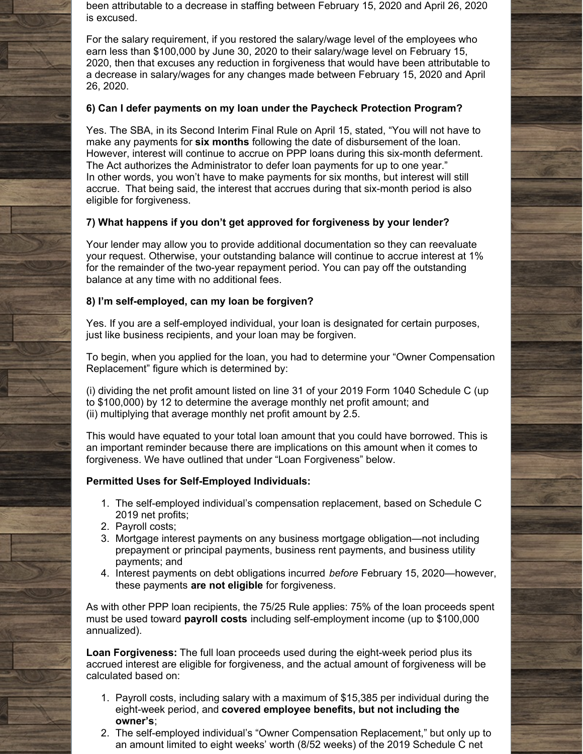been attributable to a decrease in staffing between February 15, 2020 and April 26, 2020 is excused.

For the salary requirement, if you restored the salary/wage level of the employees who earn less than $100,000 by June 30, 2020 to their salary/wage level on February 15, 2020, then that excuses any reduction in forgiveness that would have been attributable to a decrease in salary/wages for any changes made between February 15, 2020 and April 26, 2020.

### 6) Can I defer payments on my loan under the Paycheck Protection Program?

Yes. The SBA, in its Second Interim Final Rule on April 15, stated, "You will not have to make any payments for **six months** following the date of disbursement of the loan. However, interest will continue to accrue on PPP loans during this six-month deferment. The Act authorizes the Administrator to defer loan payments for up to one year." In other words, you won't have to make payments for six months, but interest will still accrue. That being said, the interest that accrues during that six-month period is also eligible for forgiveness.

### 7) What happens if you don't get approved for forgiveness by your lender?

Your lender may allow you to provide additional documentation so they can reevaluate your request. Otherwise, your outstanding balance will continue to accrue interest at 1% for the remainder of the two-year repayment period. You can pay off the outstanding balance at any time with no additional fees.

### 8) I'm self-employed, can my loan be forgiven?

Yes. If you are a self-employed individual, your loan is designated for certain purposes, just like business recipients, and your loan may be forgiven.

To begin, when you applied for the loan, you had to determine your "Owner Compensation Replacement" figure which is determined by:

(i) dividing the net profit amount listed on line 31 of your 2019 Form 1040 Schedule C (up to $100,000) by 12 to determine the average monthly net profit amount; and
(ii) multiplying that average monthly net profit amount by 2.5.

This would have equated to your total loan amount that you could have borrowed. This is an important reminder because there are implications on this amount when it comes to forgiveness. We have outlined that under "Loan Forgiveness" below.

**Permitted Uses for Self-Employed Individuals:**

1. The self-employed individual's compensation replacement, based on Schedule C 2019 net profits;
2. Payroll costs;
3. Mortgage interest payments on any business mortgage obligation—not including prepayment or principal payments, business rent payments, and business utility payments; and
4. Interest payments on debt obligations incurred *before* February 15, 2020—however, these payments **are not eligible** for forgiveness.

As with other PPP loan recipients, the 75/25 Rule applies: 75% of the loan proceeds spent must be used toward **payroll costs** including self-employment income (up to $100,000 annualized).

**Loan Forgiveness:** The full loan proceeds used during the eight-week period plus its accrued interest are eligible for forgiveness, and the actual amount of forgiveness will be calculated based on:

1. Payroll costs, including salary with a maximum of $15,385 per individual during the eight-week period, and **covered employee benefits, but not including the owner's**;
2. The self-employed individual's "Owner Compensation Replacement," but only up to an amount limited to eight weeks' worth (8/52 weeks) of the 2019 Schedule C net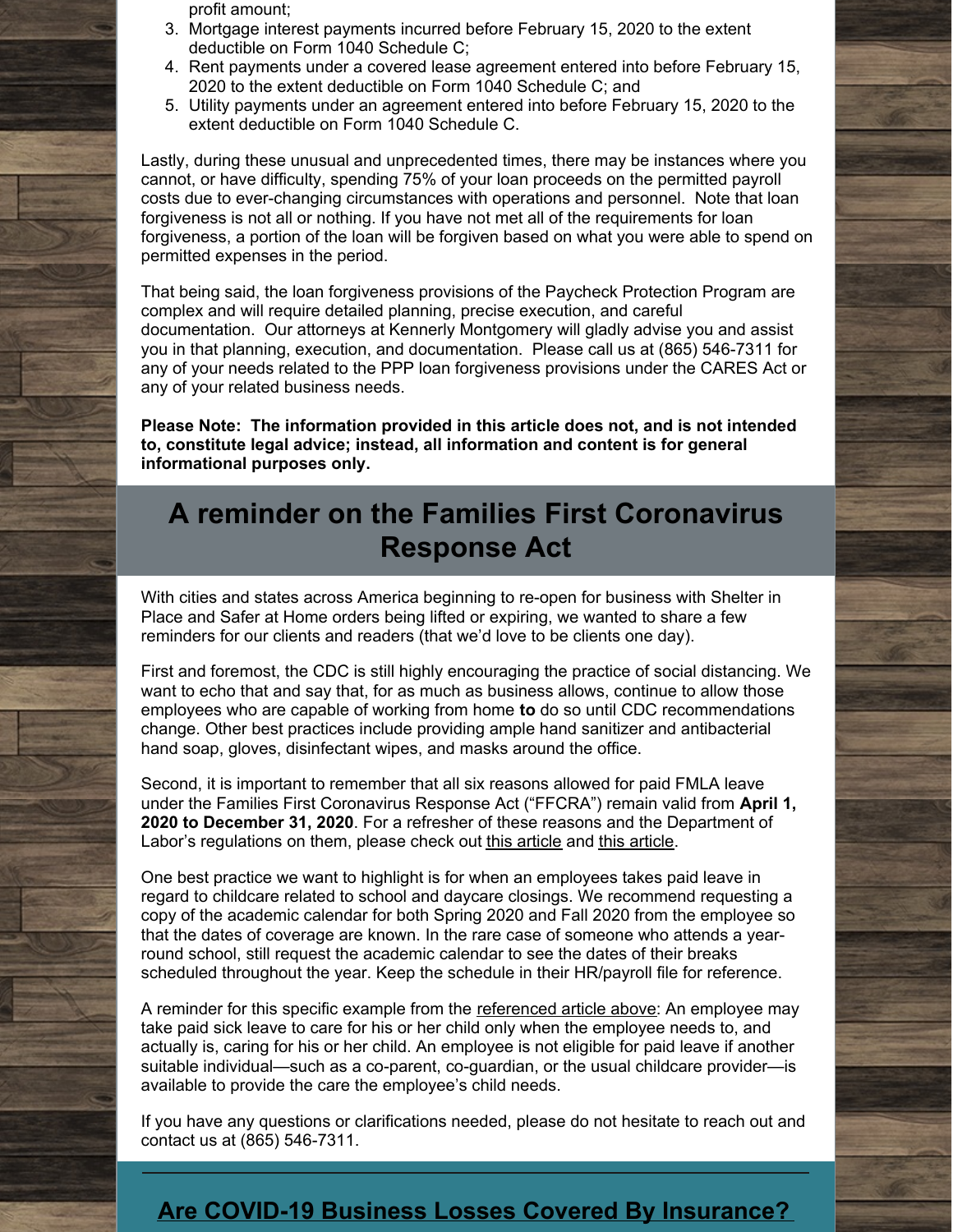profit amount;

3. Mortgage interest payments incurred before February 15, 2020 to the extent deductible on Form 1040 Schedule C;
4. Rent payments under a covered lease agreement entered into before February 15, 2020 to the extent deductible on Form 1040 Schedule C; and
5. Utility payments under an agreement entered into before February 15, 2020 to the extent deductible on Form 1040 Schedule C.

Lastly, during these unusual and unprecedented times, there may be instances where you cannot, or have difficulty, spending 75% of your loan proceeds on the permitted payroll costs due to ever-changing circumstances with operations and personnel. Note that loan forgiveness is not all or nothing. If you have not met all of the requirements for loan forgiveness, a portion of the loan will be forgiven based on what you were able to spend on permitted expenses in the period.

That being said, the loan forgiveness provisions of the Paycheck Protection Program are complex and will require detailed planning, precise execution, and careful documentation. Our attorneys at Kennerly Montgomery will gladly advise you and assist you in that planning, execution, and documentation. Please call us at (865) 546-7311 for any of your needs related to the PPP loan forgiveness provisions under the CARES Act or any of your related business needs.

**Please Note: The information provided in this article does not, and is not intended to, constitute legal advice; instead, all information and content is for general informational purposes only.**

## A reminder on the Families First Coronavirus Response Act

With cities and states across America beginning to re-open for business with Shelter in Place and Safer at Home orders being lifted or expiring, we wanted to share a few reminders for our clients and readers (that we'd love to be clients one day).

First and foremost, the CDC is still highly encouraging the practice of social distancing. We want to echo that and say that, for as much as business allows, continue to allow those employees who are capable of working from home **to** do so until CDC recommendations change. Other best practices include providing ample hand sanitizer and antibacterial hand soap, gloves, disinfectant wipes, and masks around the office.

Second, it is important to remember that all six reasons allowed for paid FMLA leave under the Families First Coronavirus Response Act ("FFCRA") remain valid from **April 1, 2020 to December 31, 2020**. For a refresher of these reasons and the Department of Labor's regulations on them, please check out this article and this article.

One best practice we want to highlight is for when an employees takes paid leave in regard to childcare related to school and daycare closings. We recommend requesting a copy of the academic calendar for both Spring 2020 and Fall 2020 from the employee so that the dates of coverage are known. In the rare case of someone who attends a year-round school, still request the academic calendar to see the dates of their breaks scheduled throughout the year. Keep the schedule in their HR/payroll file for reference.

A reminder for this specific example from the referenced article above: An employee may take paid sick leave to care for his or her child only when the employee needs to, and actually is, caring for his or her child. An employee is not eligible for paid leave if another suitable individual—such as a co-parent, co-guardian, or the usual childcare provider—is available to provide the care the employee's child needs.

If you have any questions or clarifications needed, please do not hesitate to reach out and contact us at (865) 546-7311.

## Are COVID-19 Business Losses Covered By Insurance?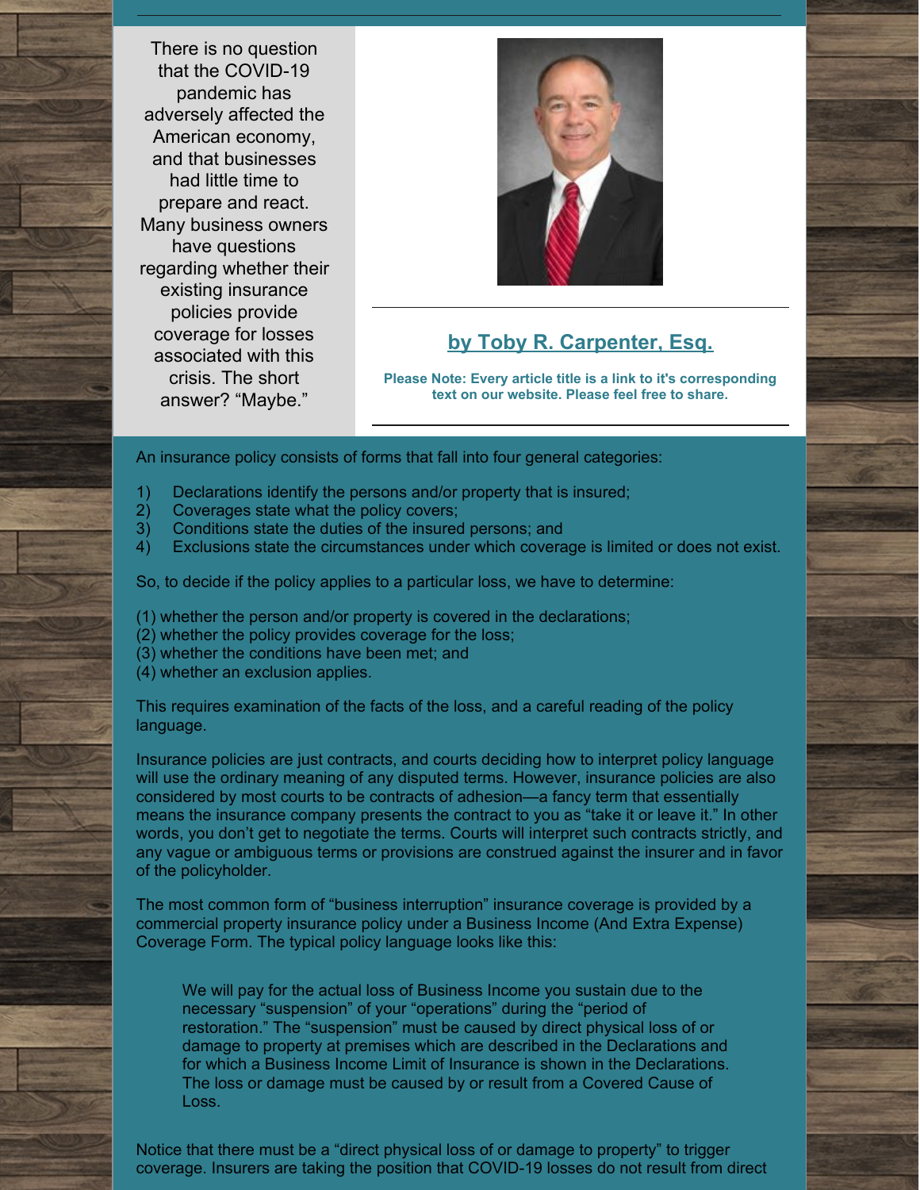There is no question that the COVID-19 pandemic has adversely affected the American economy, and that businesses had little time to prepare and react. Many business owners have questions regarding whether their existing insurance policies provide coverage for losses associated with this crisis. The short answer? "Maybe."

**by Toby R. Carpenter, Esq.**

**Please Note: Every article title is a link to it's corresponding text on our website. Please feel free to share.**

An insurance policy consists of forms that fall into four general categories:

1) Declarations identify the persons and/or property that is insured;
2) Coverages state what the policy covers;
3) Conditions state the duties of the insured persons; and
4) Exclusions state the circumstances under which coverage is limited or does not exist.

So, to decide if the policy applies to a particular loss, we have to determine:

(1) whether the person and/or property is covered in the declarations;
(2) whether the policy provides coverage for the loss;
(3) whether the conditions have been met; and
(4) whether an exclusion applies.

This requires examination of the facts of the loss, and a careful reading of the policy language.

Insurance policies are just contracts, and courts deciding how to interpret policy language will use the ordinary meaning of any disputed terms. However, insurance policies are also considered by most courts to be contracts of adhesion—a fancy term that essentially means the insurance company presents the contract to you as "take it or leave it." In other words, you don't get to negotiate the terms. Courts will interpret such contracts strictly, and any vague or ambiguous terms or provisions are construed against the insurer and in favor of the policyholder.

The most common form of "business interruption" insurance coverage is provided by a commercial property insurance policy under a Business Income (And Extra Expense) Coverage Form. The typical policy language looks like this:

> We will pay for the actual loss of Business Income you sustain due to the necessary "suspension" of your "operations" during the "period of restoration." The "suspension" must be caused by direct physical loss of or damage to property at premises which are described in the Declarations and for which a Business Income Limit of Insurance is shown in the Declarations. The loss or damage must be caused by or result from a Covered Cause of Loss.

Notice that there must be a "direct physical loss of or damage to property" to trigger coverage. Insurers are taking the position that COVID-19 losses do not result from direct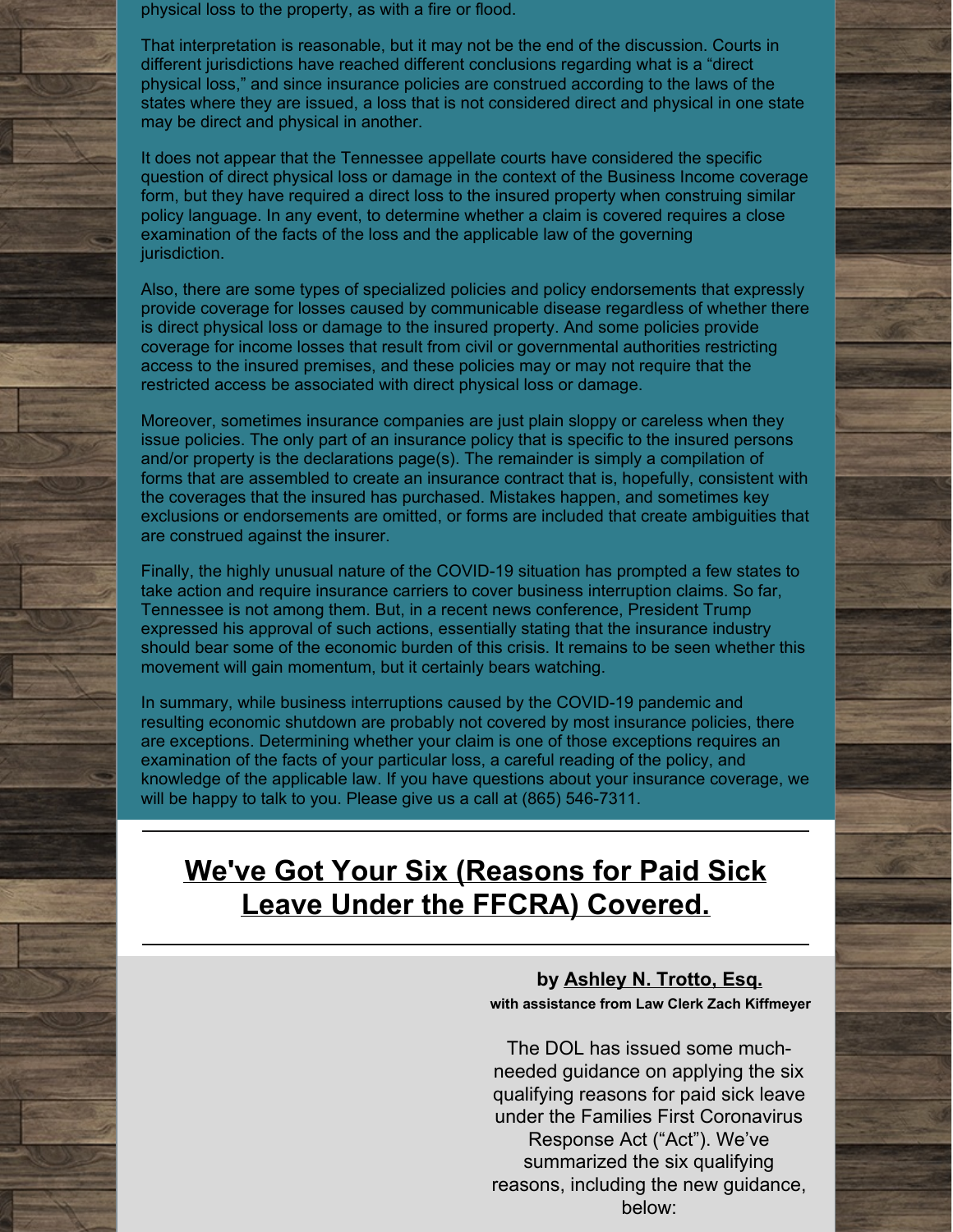physical loss to the property, as with a fire or flood.

That interpretation is reasonable, but it may not be the end of the discussion. Courts in different jurisdictions have reached different conclusions regarding what is a "direct physical loss," and since insurance policies are construed according to the laws of the states where they are issued, a loss that is not considered direct and physical in one state may be direct and physical in another.

It does not appear that the Tennessee appellate courts have considered the specific question of direct physical loss or damage in the context of the Business Income coverage form, but they have required a direct loss to the insured property when construing similar policy language. In any event, to determine whether a claim is covered requires a close examination of the facts of the loss and the applicable law of the governing jurisdiction.

Also, there are some types of specialized policies and policy endorsements that expressly provide coverage for losses caused by communicable disease regardless of whether there is direct physical loss or damage to the insured property. And some policies provide coverage for income losses that result from civil or governmental authorities restricting access to the insured premises, and these policies may or may not require that the restricted access be associated with direct physical loss or damage.

Moreover, sometimes insurance companies are just plain sloppy or careless when they issue policies. The only part of an insurance policy that is specific to the insured persons and/or property is the declarations page(s). The remainder is simply a compilation of forms that are assembled to create an insurance contract that is, hopefully, consistent with the coverages that the insured has purchased. Mistakes happen, and sometimes key exclusions or endorsements are omitted, or forms are included that create ambiguities that are construed against the insurer.

Finally, the highly unusual nature of the COVID-19 situation has prompted a few states to take action and require insurance carriers to cover business interruption claims. So far, Tennessee is not among them. But, in a recent news conference, President Trump expressed his approval of such actions, essentially stating that the insurance industry should bear some of the economic burden of this crisis. It remains to be seen whether this movement will gain momentum, but it certainly bears watching.

In summary, while business interruptions caused by the COVID-19 pandemic and resulting economic shutdown are probably not covered by most insurance policies, there are exceptions. Determining whether your claim is one of those exceptions requires an examination of the facts of your particular loss, a careful reading of the policy, and knowledge of the applicable law. If you have questions about your insurance coverage, we will be happy to talk to you. Please give us a call at (865) 546-7311.

## We've Got Your Six (Reasons for Paid Sick Leave Under the FFCRA) Covered.

**by Ashley N. Trotto, Esq.**
**with assistance from Law Clerk Zach Kiffmeyer**

The DOL has issued some much-needed guidance on applying the six qualifying reasons for paid sick leave under the Families First Coronavirus Response Act ("Act"). We've summarized the six qualifying reasons, including the new guidance, below: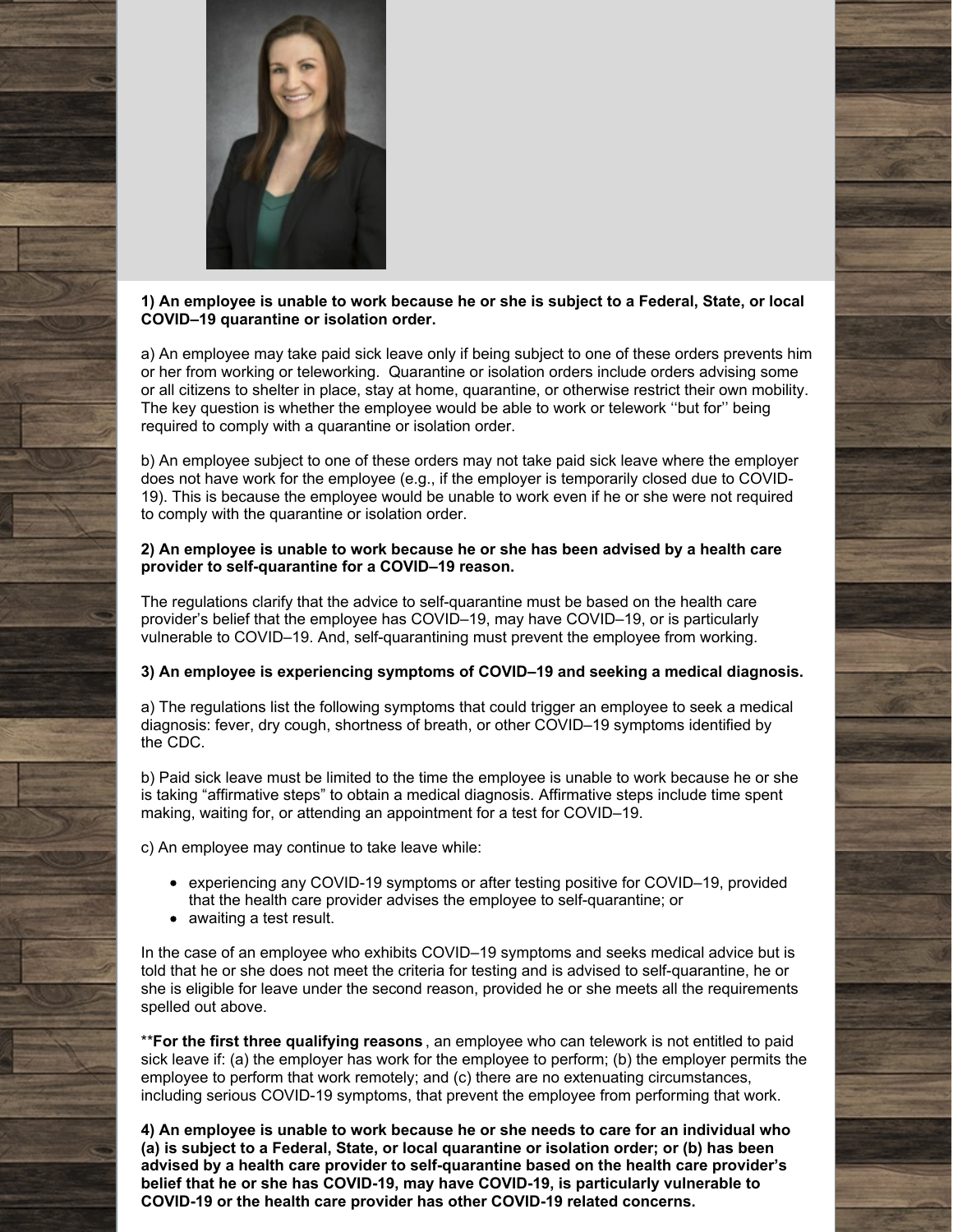**1) An employee is unable to work because he or she is subject to a Federal, State, or local COVID–19 quarantine or isolation order.**

a) An employee may take paid sick leave only if being subject to one of these orders prevents him or her from working or teleworking. Quarantine or isolation orders include orders advising some or all citizens to shelter in place, stay at home, quarantine, or otherwise restrict their own mobility. The key question is whether the employee would be able to work or telework ''but for'' being required to comply with a quarantine or isolation order.

b) An employee subject to one of these orders may not take paid sick leave where the employer does not have work for the employee (e.g., if the employer is temporarily closed due to COVID-19). This is because the employee would be unable to work even if he or she were not required to comply with the quarantine or isolation order.

**2) An employee is unable to work because he or she has been advised by a health care provider to self-quarantine for a COVID–19 reason.**

The regulations clarify that the advice to self-quarantine must be based on the health care provider's belief that the employee has COVID–19, may have COVID–19, or is particularly vulnerable to COVID–19. And, self-quarantining must prevent the employee from working.

**3) An employee is experiencing symptoms of COVID–19 and seeking a medical diagnosis.**

a) The regulations list the following symptoms that could trigger an employee to seek a medical diagnosis: fever, dry cough, shortness of breath, or other COVID–19 symptoms identified by the CDC.

b) Paid sick leave must be limited to the time the employee is unable to work because he or she is taking "affirmative steps" to obtain a medical diagnosis. Affirmative steps include time spent making, waiting for, or attending an appointment for a test for COVID–19.

c) An employee may continue to take leave while:

- experiencing any COVID-19 symptoms or after testing positive for COVID–19, provided that the health care provider advises the employee to self-quarantine; or
- awaiting a test result.

In the case of an employee who exhibits COVID–19 symptoms and seeks medical advice but is told that he or she does not meet the criteria for testing and is advised to self-quarantine, he or she is eligible for leave under the second reason, provided he or she meets all the requirements spelled out above.

****For the first three qualifying reasons**, an employee who can telework is not entitled to paid sick leave if: (a) the employer has work for the employee to perform; (b) the employer permits the employee to perform that work remotely; and (c) there are no extenuating circumstances, including serious COVID-19 symptoms, that prevent the employee from performing that work.

**4) An employee is unable to work because he or she needs to care for an individual who (a) is subject to a Federal, State, or local quarantine or isolation order; or (b) has been advised by a health care provider to self-quarantine based on the health care provider's belief that he or she has COVID-19, may have COVID-19, is particularly vulnerable to COVID-19 or the health care provider has other COVID-19 related concerns.**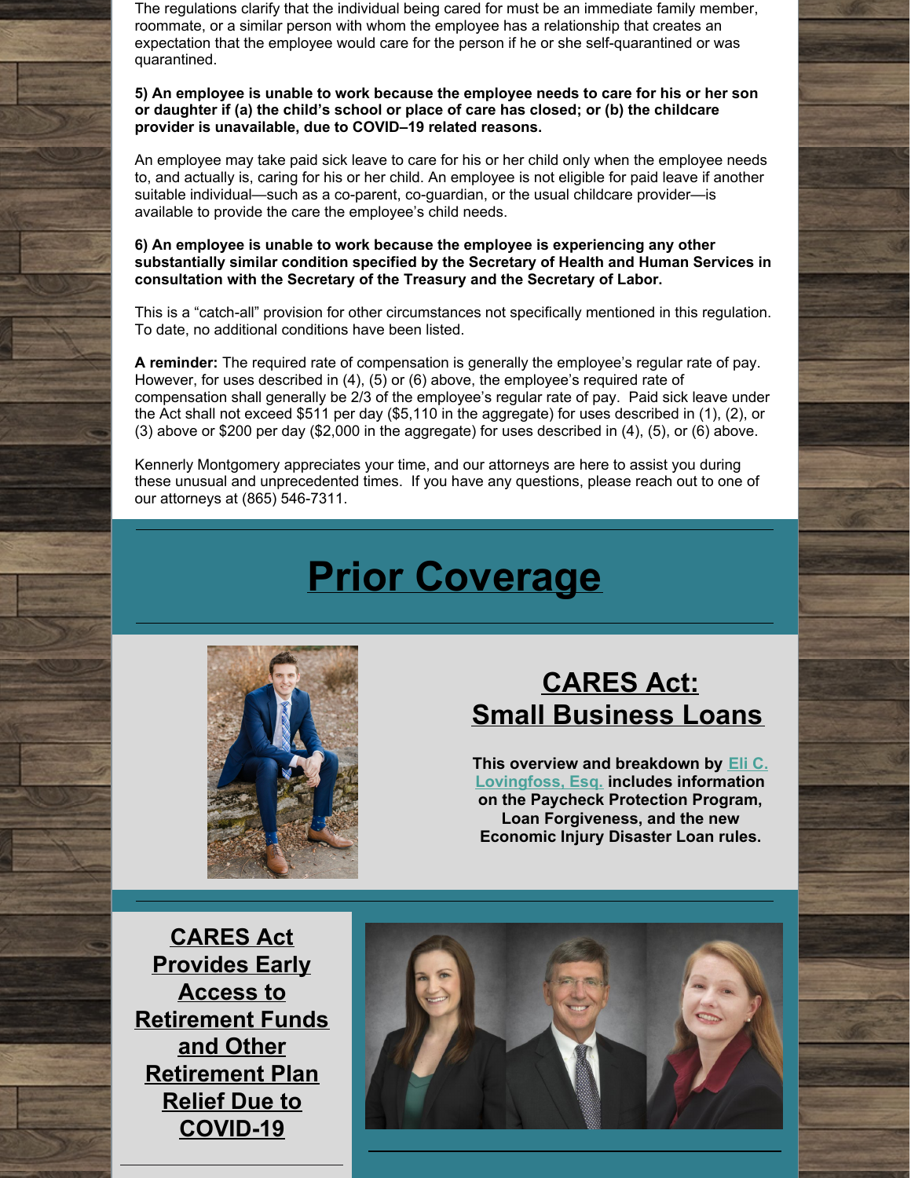The regulations clarify that the individual being cared for must be an immediate family member, roommate, or a similar person with whom the employee has a relationship that creates an expectation that the employee would care for the person if he or she self-quarantined or was quarantined.

**5) An employee is unable to work because the employee needs to care for his or her son or daughter if (a) the child's school or place of care has closed; or (b) the childcare provider is unavailable, due to COVID–19 related reasons.**

An employee may take paid sick leave to care for his or her child only when the employee needs to, and actually is, caring for his or her child. An employee is not eligible for paid leave if another suitable individual—such as a co-parent, co-guardian, or the usual childcare provider—is available to provide the care the employee's child needs.

**6) An employee is unable to work because the employee is experiencing any other substantially similar condition specified by the Secretary of Health and Human Services in consultation with the Secretary of the Treasury and the Secretary of Labor.**

This is a "catch-all" provision for other circumstances not specifically mentioned in this regulation. To date, no additional conditions have been listed.

**A reminder:** The required rate of compensation is generally the employee's regular rate of pay. However, for uses described in (4), (5) or (6) above, the employee's required rate of compensation shall generally be 2/3 of the employee's regular rate of pay. Paid sick leave under the Act shall not exceed $511 per day ($5,110 in the aggregate) for uses described in (1), (2), or (3) above or $200 per day ($2,000 in the aggregate) for uses described in (4), (5), or (6) above.

Kennerly Montgomery appreciates your time, and our attorneys are here to assist you during these unusual and unprecedented times. If you have any questions, please reach out to one of our attorneys at (865) 546-7311.

# Prior Coverage

## CARES Act: Small Business Loans

**This overview and breakdown by Eli C. Lovingfoss, Esq. includes information on the Paycheck Protection Program, Loan Forgiveness, and the new Economic Injury Disaster Loan rules.**

## CARES Act Provides Early Access to Retirement Funds and Other Retirement Plan Relief Due to COVID-19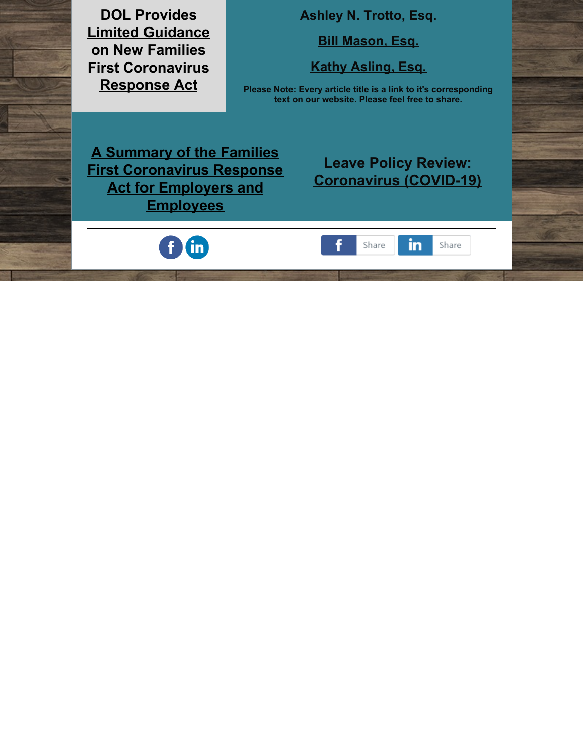**DOL Provides Limited Guidance on New Families First Coronavirus Response Act**

**Ashley N. Trotto, Esq.**

**Bill Mason, Esq.**

**Kathy Asling, Esq.**

**Please Note: Every article title is a link to it's corresponding text on our website. Please feel free to share.**

---

**A Summary of the Families First Coronavirus Response Act for Employers and Employees**

**Leave Policy Review: Coronavirus (COVID-19)**

---

Share Share